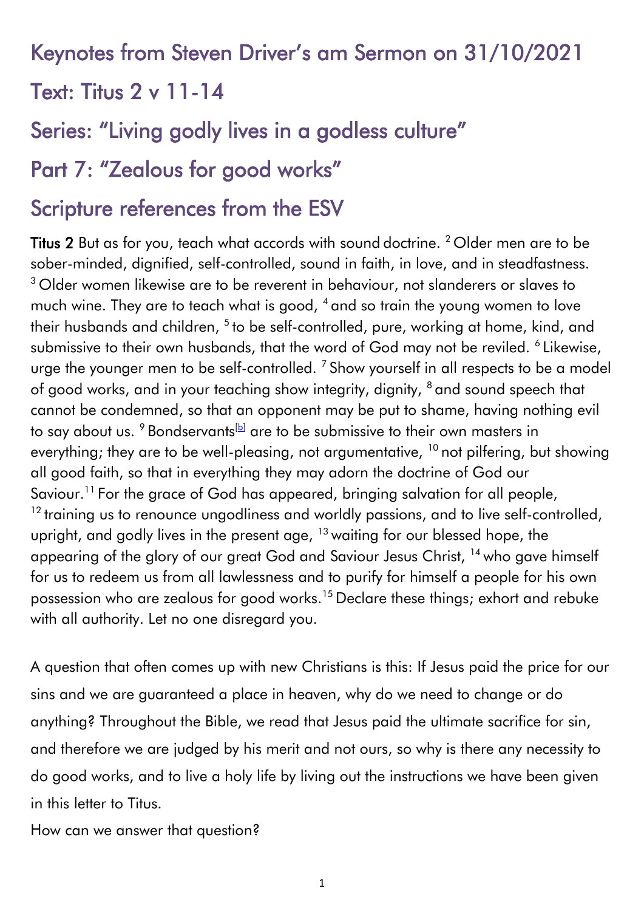## Keynotes from Steven Driver's am Sermon on 31/10/2021

## Text: Titus 2 v 11-14

## Series: "Living godly lives in a godless culture"

## Part 7: "Zealous for good works"

## Scripture references from the ESV

**Titus 2** But as for you, teach what accords with sound doctrine. [2] Older men are to be sober-minded, dignified, self-controlled, sound in faith, in love, and in steadfastness. [3] Older women likewise are to be reverent in behaviour, not slanderers or slaves to much wine. They are to teach what is good, [4] and so train the young women to love their husbands and children, [5] to be self-controlled, pure, working at home, kind, and submissive to their own husbands, that the word of God may not be reviled. [6] Likewise, urge the younger men to be self-controlled. [7] Show yourself in all respects to be a model of good works, and in your teaching show integrity, dignity, [8] and sound speech that cannot be condemned, so that an opponent may be put to shame, having nothing evil to say about us. [9] Bondservants[b] are to be submissive to their own masters in everything; they are to be well-pleasing, not argumentative, [10] not pilfering, but showing all good faith, so that in everything they may adorn the doctrine of God our Saviour.[11] For the grace of God has appeared, bringing salvation for all people, [12] training us to renounce ungodliness and worldly passions, and to live self-controlled, upright, and godly lives in the present age, [13] waiting for our blessed hope, the appearing of the glory of our great God and Saviour Jesus Christ, [14] who gave himself for us to redeem us from all lawlessness and to purify for himself a people for his own possession who are zealous for good works.[15] Declare these things; exhort and rebuke with all authority. Let no one disregard you.

A question that often comes up with new Christians is this: If Jesus paid the price for our sins and we are guaranteed a place in heaven, why do we need to change or do anything? Throughout the Bible, we read that Jesus paid the ultimate sacrifice for sin, and therefore we are judged by his merit and not ours, so why is there any necessity to do good works, and to live a holy life by living out the instructions we have been given in this letter to Titus.

How can we answer that question?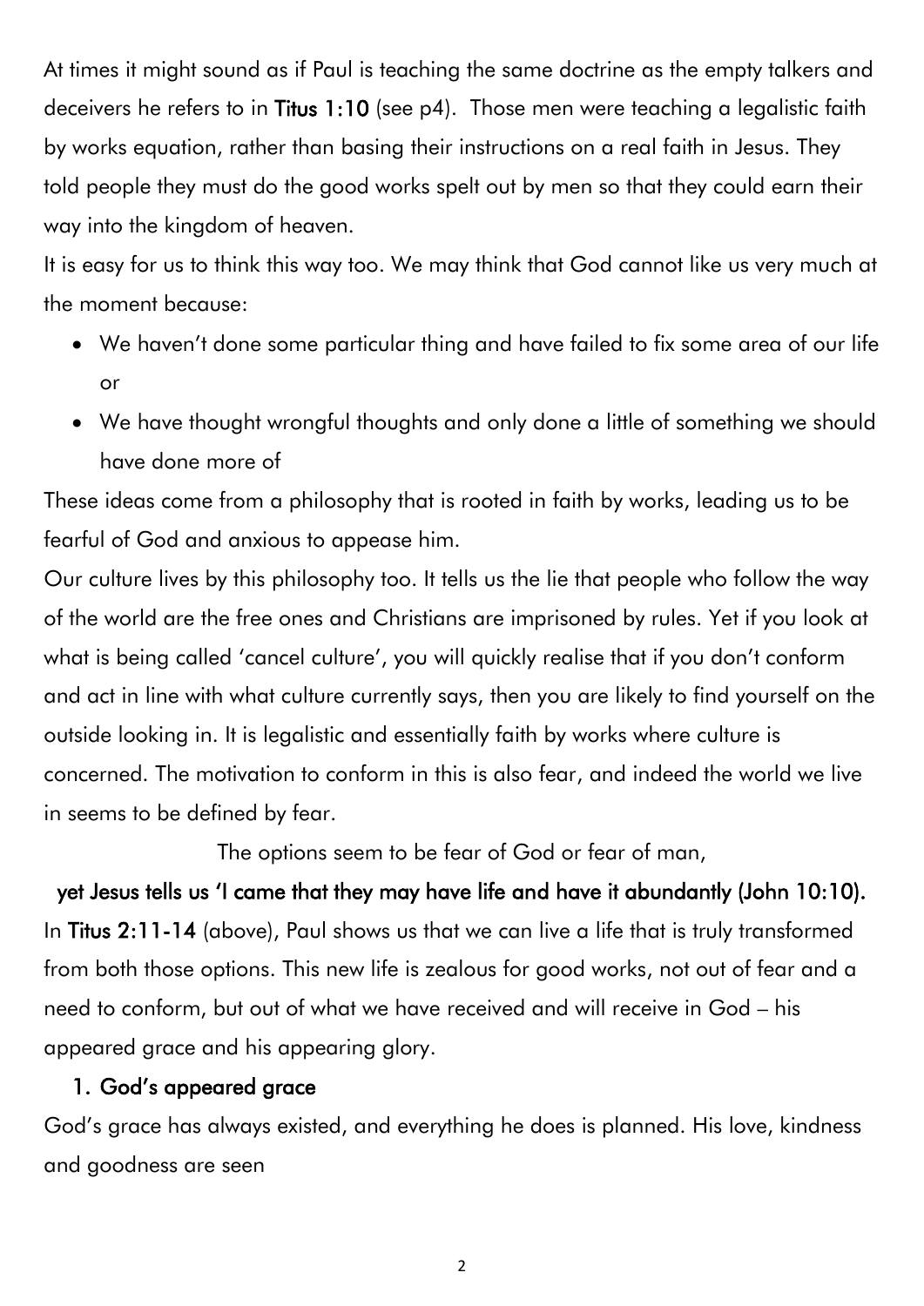At times it might sound as if Paul is teaching the same doctrine as the empty talkers and deceivers he refers to in **Titus 1:10** (see p4). Those men were teaching a legalistic faith by works equation, rather than basing their instructions on a real faith in Jesus. They told people they must do the good works spelt out by men so that they could earn their way into the kingdom of heaven.

It is easy for us to think this way too. We may think that God cannot like us very much at the moment because:

- We haven't done some particular thing and have failed to fix some area of our life or
- We have thought wrongful thoughts and only done a little of something we should have done more of

These ideas come from a philosophy that is rooted in faith by works, leading us to be fearful of God and anxious to appease him.

Our culture lives by this philosophy too. It tells us the lie that people who follow the way of the world are the free ones and Christians are imprisoned by rules. Yet if you look at what is being called 'cancel culture', you will quickly realise that if you don't conform and act in line with what culture currently says, then you are likely to find yourself on the outside looking in. It is legalistic and essentially faith by works where culture is concerned. The motivation to conform in this is also fear, and indeed the world we live in seems to be defined by fear.

The options seem to be fear of God or fear of man,

**yet Jesus tells us 'I came that they may have life and have it abundantly (John 10:10).**

In **Titus 2:11-14** (above), Paul shows us that we can live a life that is truly transformed from both those options. This new life is zealous for good works, not out of fear and a need to conform, but out of what we have received and will receive in God – his appeared grace and his appearing glory.

## 1. God's appeared grace

God's grace has always existed, and everything he does is planned. His love, kindness and goodness are seen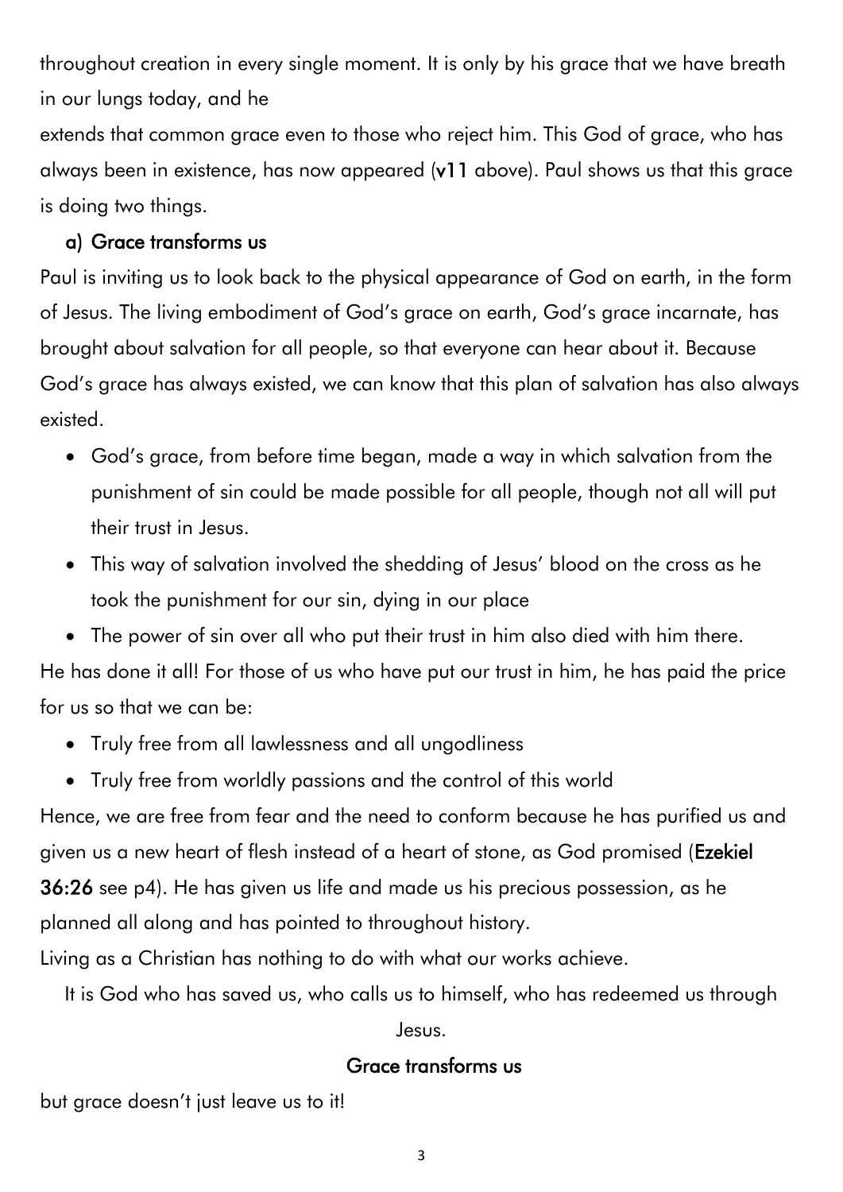throughout creation in every single moment. It is only by his grace that we have breath in our lungs today, and he

extends that common grace even to those who reject him. This God of grace, who has always been in existence, has now appeared (**v11** above). Paul shows us that this grace is doing two things.

### a) Grace transforms us

Paul is inviting us to look back to the physical appearance of God on earth, in the form of Jesus. The living embodiment of God's grace on earth, God's grace incarnate, has brought about salvation for all people, so that everyone can hear about it. Because God's grace has always existed, we can know that this plan of salvation has also always existed.

- God's grace, from before time began, made a way in which salvation from the punishment of sin could be made possible for all people, though not all will put their trust in Jesus.
- This way of salvation involved the shedding of Jesus' blood on the cross as he took the punishment for our sin, dying in our place
- The power of sin over all who put their trust in him also died with him there.

He has done it all! For those of us who have put our trust in him, he has paid the price for us so that we can be:

- Truly free from all lawlessness and all ungodliness
- Truly free from worldly passions and the control of this world

Hence, we are free from fear and the need to conform because he has purified us and given us a new heart of flesh instead of a heart of stone, as God promised (**Ezekiel 36:26** see p4). He has given us life and made us his precious possession, as he planned all along and has pointed to throughout history.

Living as a Christian has nothing to do with what our works achieve.

It is God who has saved us, who calls us to himself, who has redeemed us through Jesus.

**Grace transforms us**

but grace doesn't just leave us to it!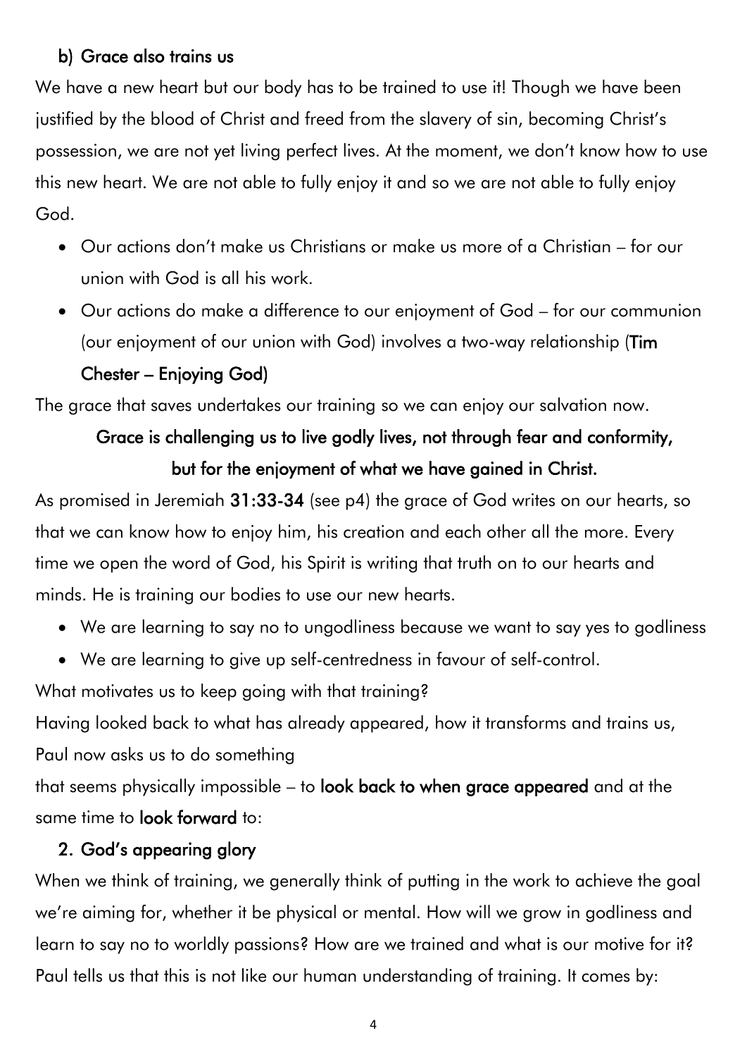### b) Grace also trains us

We have a new heart but our body has to be trained to use it! Though we have been justified by the blood of Christ and freed from the slavery of sin, becoming Christ's possession, we are not yet living perfect lives. At the moment, we don't know how to use this new heart. We are not able to fully enjoy it and so we are not able to fully enjoy God.

- Our actions don't make us Christians or make us more of a Christian – for our union with God is all his work.
- Our actions do make a difference to our enjoyment of God – for our communion (our enjoyment of our union with God) involves a two-way relationship (**Tim Chester – Enjoying God)**

The grace that saves undertakes our training so we can enjoy our salvation now.

**Grace is challenging us to live godly lives, not through fear and conformity, but for the enjoyment of what we have gained in Christ.**

As promised in Jeremiah **31:33-34** (see p4) the grace of God writes on our hearts, so that we can know how to enjoy him, his creation and each other all the more. Every time we open the word of God, his Spirit is writing that truth on to our hearts and minds. He is training our bodies to use our new hearts.

- We are learning to say no to ungodliness because we want to say yes to godliness
- We are learning to give up self-centredness in favour of self-control.

What motivates us to keep going with that training?

Having looked back to what has already appeared, how it transforms and trains us, Paul now asks us to do something

that seems physically impossible – to **look back to when grace appeared** and at the same time to **look forward** to:

### 2. God's appearing glory

When we think of training, we generally think of putting in the work to achieve the goal we're aiming for, whether it be physical or mental. How will we grow in godliness and learn to say no to worldly passions? How are we trained and what is our motive for it? Paul tells us that this is not like our human understanding of training. It comes by: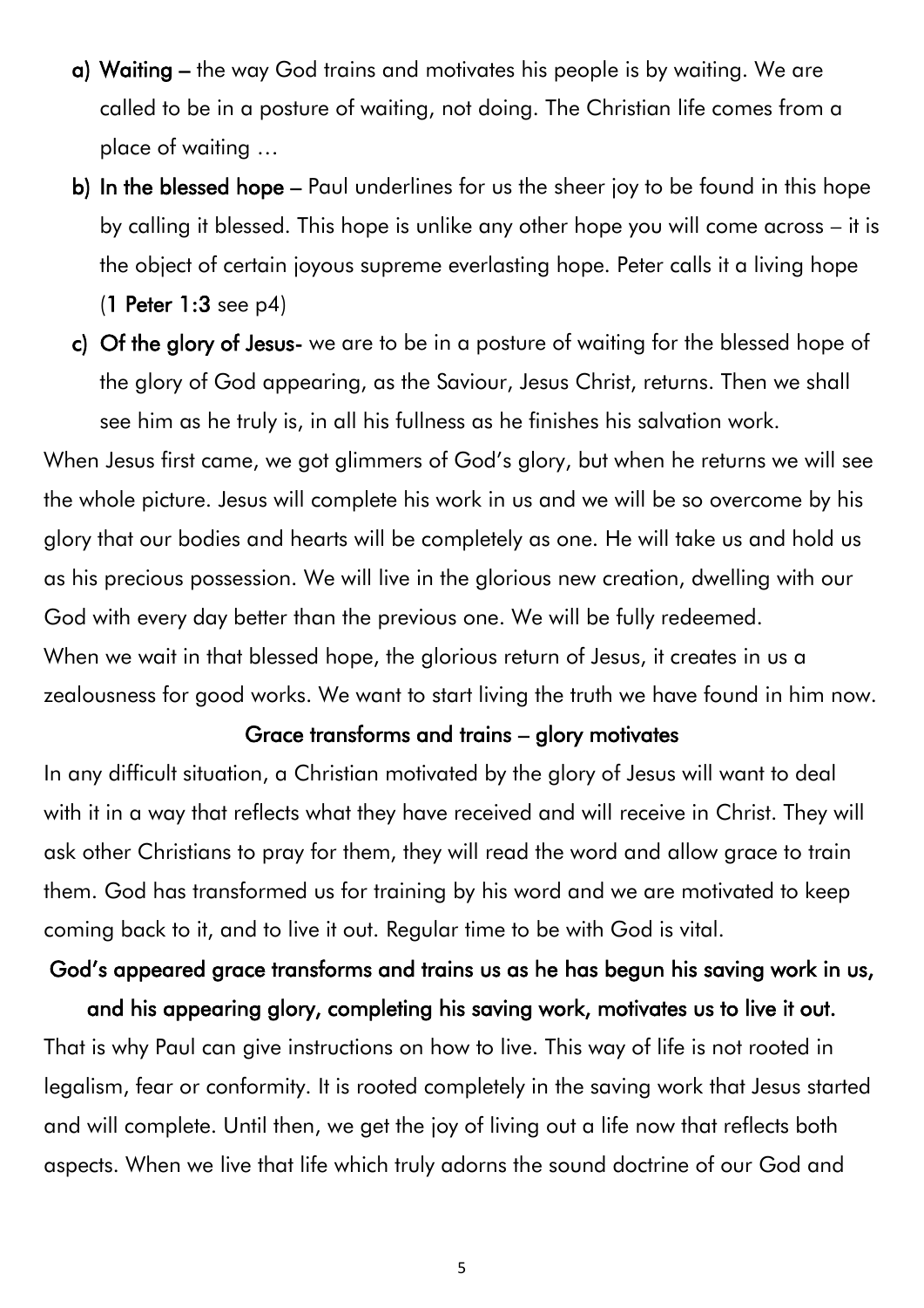a) **Waiting –** the way God trains and motivates his people is by waiting. We are called to be in a posture of waiting, not doing. The Christian life comes from a place of waiting …

b) **In the blessed hope –** Paul underlines for us the sheer joy to be found in this hope by calling it blessed. This hope is unlike any other hope you will come across – it is the object of certain joyous supreme everlasting hope. Peter calls it a living hope (**1 Peter 1:3** see p4)

c) **Of the glory of Jesus-** we are to be in a posture of waiting for the blessed hope of the glory of God appearing, as the Saviour, Jesus Christ, returns. Then we shall see him as he truly is, in all his fullness as he finishes his salvation work.

When Jesus first came, we got glimmers of God's glory, but when he returns we will see the whole picture. Jesus will complete his work in us and we will be so overcome by his glory that our bodies and hearts will be completely as one. He will take us and hold us as his precious possession. We will live in the glorious new creation, dwelling with our God with every day better than the previous one. We will be fully redeemed.
When we wait in that blessed hope, the glorious return of Jesus, it creates in us a zealousness for good works. We want to start living the truth we have found in him now.

**Grace transforms and trains – glory motivates**

In any difficult situation, a Christian motivated by the glory of Jesus will want to deal with it in a way that reflects what they have received and will receive in Christ. They will ask other Christians to pray for them, they will read the word and allow grace to train them. God has transformed us for training by his word and we are motivated to keep coming back to it, and to live it out. Regular time to be with God is vital.

**God's appeared grace transforms and trains us as he has begun his saving work in us, and his appearing glory, completing his saving work, motivates us to live it out.**

That is why Paul can give instructions on how to live. This way of life is not rooted in legalism, fear or conformity. It is rooted completely in the saving work that Jesus started and will complete. Until then, we get the joy of living out a life now that reflects both aspects. When we live that life which truly adorns the sound doctrine of our God and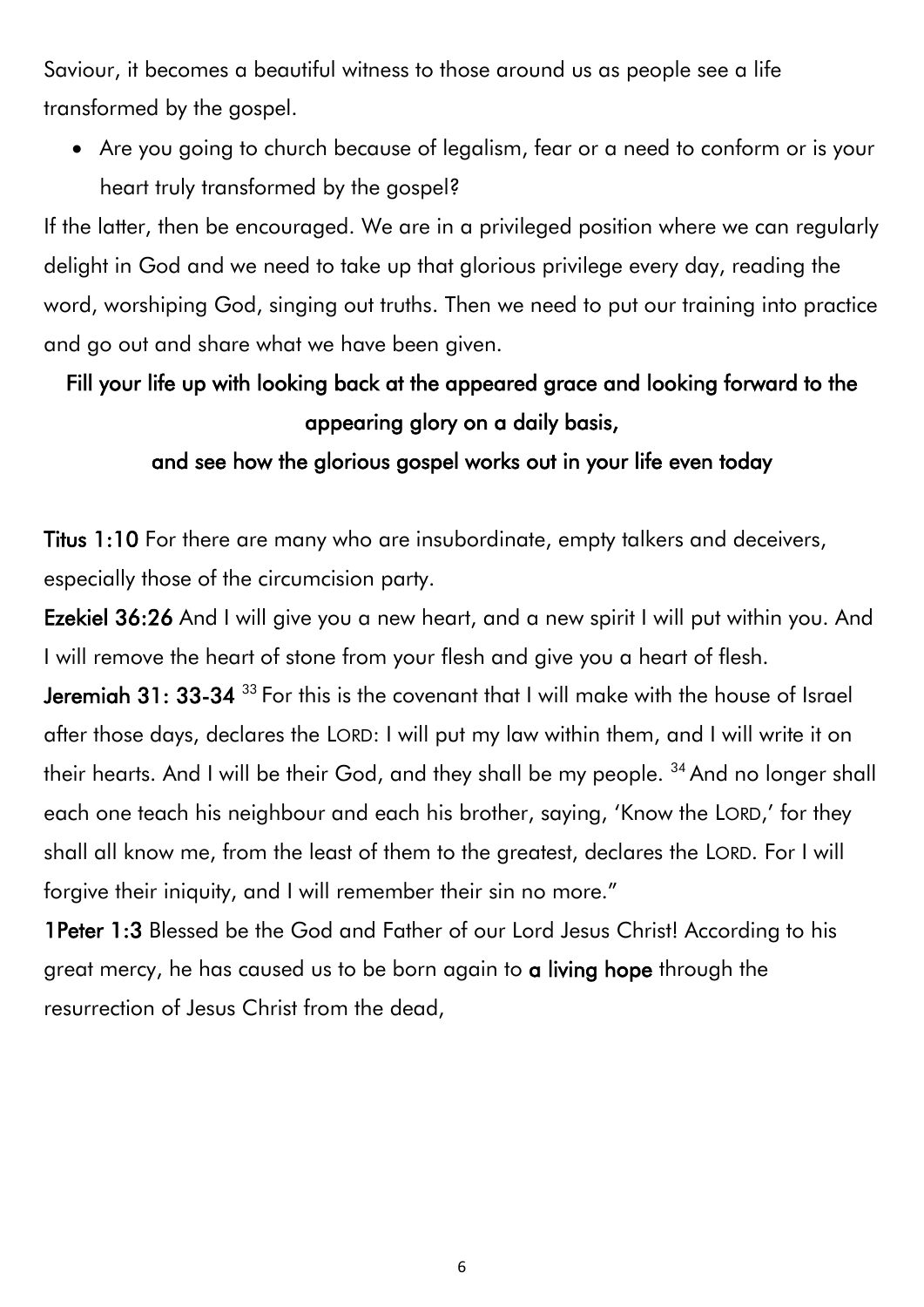Saviour, it becomes a beautiful witness to those around us as people see a life transformed by the gospel.

- Are you going to church because of legalism, fear or a need to conform or is your heart truly transformed by the gospel?

If the latter, then be encouraged. We are in a privileged position where we can regularly delight in God and we need to take up that glorious privilege every day, reading the word, worshiping God, singing out truths. Then we need to put our training into practice and go out and share what we have been given.

**Fill your life up with looking back at the appeared grace and looking forward to the appearing glory on a daily basis,**

**and see how the glorious gospel works out in your life even today**

**Titus 1:10** For there are many who are insubordinate, empty talkers and deceivers, especially those of the circumcision party.

**Ezekiel 36:26** And I will give you a new heart, and a new spirit I will put within you. And I will remove the heart of stone from your flesh and give you a heart of flesh.

**Jeremiah 31: 33-34** [33] For this is the covenant that I will make with the house of Israel after those days, declares the LORD: I will put my law within them, and I will write it on their hearts. And I will be their God, and they shall be my people. [34] And no longer shall each one teach his neighbour and each his brother, saying, 'Know the LORD,' for they shall all know me, from the least of them to the greatest, declares the LORD. For I will forgive their iniquity, and I will remember their sin no more."

**1Peter 1:3** Blessed be the God and Father of our Lord Jesus Christ! According to his great mercy, he has caused us to be born again to **a living hope** through the resurrection of Jesus Christ from the dead,